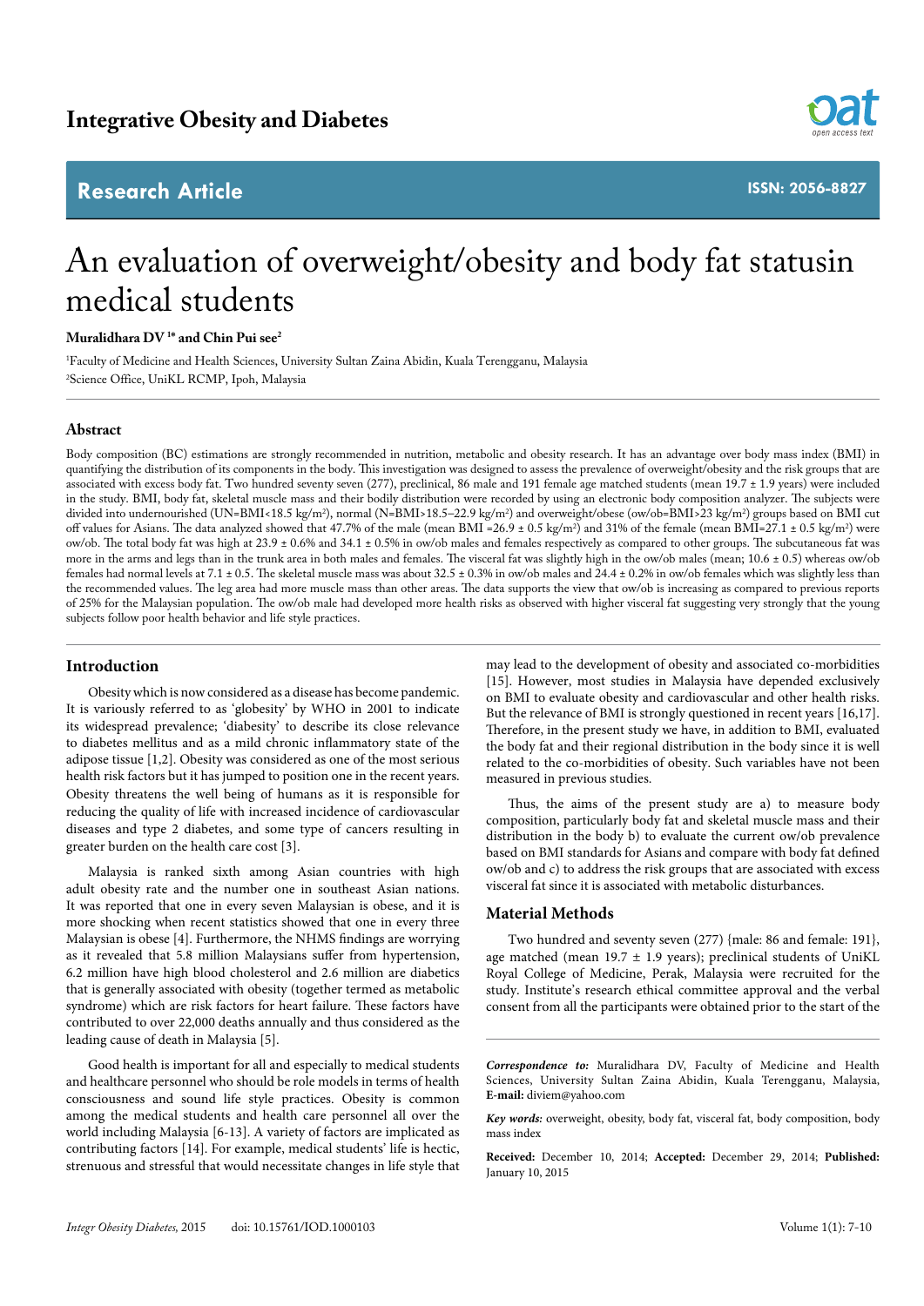Integrative Obesity and Diabetes

**Research Article**

**ISSN: 2056-8827**

# An evaluation of overweight/obesity and body fat statusin medical students

**Muralidhara DV [1]\* and Chin Pui see[2]**

[1]Faculty of Medicine and Health Sciences, University Sultan Zaina Abidin, Kuala Terengganu, Malaysia

[2]Science Office, UniKL RCMP, Ipoh, Malaysia

## Abstract

Body composition (BC) estimations are strongly recommended in nutrition, metabolic and obesity research. It has an advantage over body mass index (BMI) in quantifying the distribution of its components in the body. This investigation was designed to assess the prevalence of overweight/obesity and the risk groups that are associated with excess body fat. Two hundred seventy seven (277), preclinical, 86 male and 191 female age matched students (mean 19.7 ± 1.9 years) were included in the study. BMI, body fat, skeletal muscle mass and their bodily distribution were recorded by using an electronic body composition analyzer. The subjects were divided into undernourished (UN=BMI<18.5 kg/m$^2$), normal (N=BMI>18.5–22.9 kg/m$^2$) and overweight/obese (ow/ob=BMI>23 kg/m$^2$) groups based on BMI cut off values for Asians. The data analyzed showed that 47.7% of the male (mean BMI =26.9 ± 0.5 kg/m$^2$) and 31% of the female (mean BMI=27.1 ± 0.5 kg/m$^2$) were ow/ob. The total body fat was high at 23.9 ± 0.6% and 34.1 ± 0.5% in ow/ob males and females respectively as compared to other groups. The subcutaneous fat was more in the arms and legs than in the trunk area in both males and females. The visceral fat was slightly high in the ow/ob males (mean; 10.6 ± 0.5) whereas ow/ob females had normal levels at 7.1 ± 0.5. The skeletal muscle mass was about 32.5 ± 0.3% in ow/ob males and 24.4 ± 0.2% in ow/ob females which was slightly less than the recommended values. The leg area had more muscle mass than other areas. The data supports the view that ow/ob is increasing as compared to previous reports of 25% for the Malaysian population. The ow/ob male had developed more health risks as observed with higher visceral fat suggesting very strongly that the young subjects follow poor health behavior and life style practices.

## Introduction

Obesity which is now considered as a disease has become pandemic. It is variously referred to as 'globesity' by WHO in 2001 to indicate its widespread prevalence; 'diabesity' to describe its close relevance to diabetes mellitus and as a mild chronic inflammatory state of the adipose tissue [1,2]. Obesity was considered as one of the most serious health risk factors but it has jumped to position one in the recent years. Obesity threatens the well being of humans as it is responsible for reducing the quality of life with increased incidence of cardiovascular diseases and type 2 diabetes, and some type of cancers resulting in greater burden on the health care cost [3].

Malaysia is ranked sixth among Asian countries with high adult obesity rate and the number one in southeast Asian nations. It was reported that one in every seven Malaysian is obese, and it is more shocking when recent statistics showed that one in every three Malaysian is obese [4]. Furthermore, the NHMS findings are worrying as it revealed that 5.8 million Malaysians suffer from hypertension, 6.2 million have high blood cholesterol and 2.6 million are diabetics that is generally associated with obesity (together termed as metabolic syndrome) which are risk factors for heart failure. These factors have contributed to over 22,000 deaths annually and thus considered as the leading cause of death in Malaysia [5].

Good health is important for all and especially to medical students and healthcare personnel who should be role models in terms of health consciousness and sound life style practices. Obesity is common among the medical students and health care personnel all over the world including Malaysia [6-13]. A variety of factors are implicated as contributing factors [14]. For example, medical students' life is hectic, strenuous and stressful that would necessitate changes in life style that may lead to the development of obesity and associated co-morbidities [15]. However, most studies in Malaysia have depended exclusively on BMI to evaluate obesity and cardiovascular and other health risks. But the relevance of BMI is strongly questioned in recent years [16,17]. Therefore, in the present study we have, in addition to BMI, evaluated the body fat and their regional distribution in the body since it is well related to the co-morbidities of obesity. Such variables have not been measured in previous studies.

Thus, the aims of the present study are a) to measure body composition, particularly body fat and skeletal muscle mass and their distribution in the body b) to evaluate the current ow/ob prevalence based on BMI standards for Asians and compare with body fat defined ow/ob and c) to address the risk groups that are associated with excess visceral fat since it is associated with metabolic disturbances.

## Material Methods

Two hundred and seventy seven (277) {male: 86 and female: 191}, age matched (mean 19.7 ± 1.9 years); preclinical students of UniKL Royal College of Medicine, Perak, Malaysia were recruited for the study. Institute's research ethical committee approval and the verbal consent from all the participants were obtained prior to the start of the

---

*Correspondence to:* Muralidhara DV, Faculty of Medicine and Health Sciences, University Sultan Zaina Abidin, Kuala Terengganu, Malaysia, **E-mail:** diviem@yahoo.com

*Key words:* overweight, obesity, body fat, visceral fat, body composition, body mass index

**Received:** December 10, 2014; **Accepted:** December 29, 2014; **Published:** January 10, 2015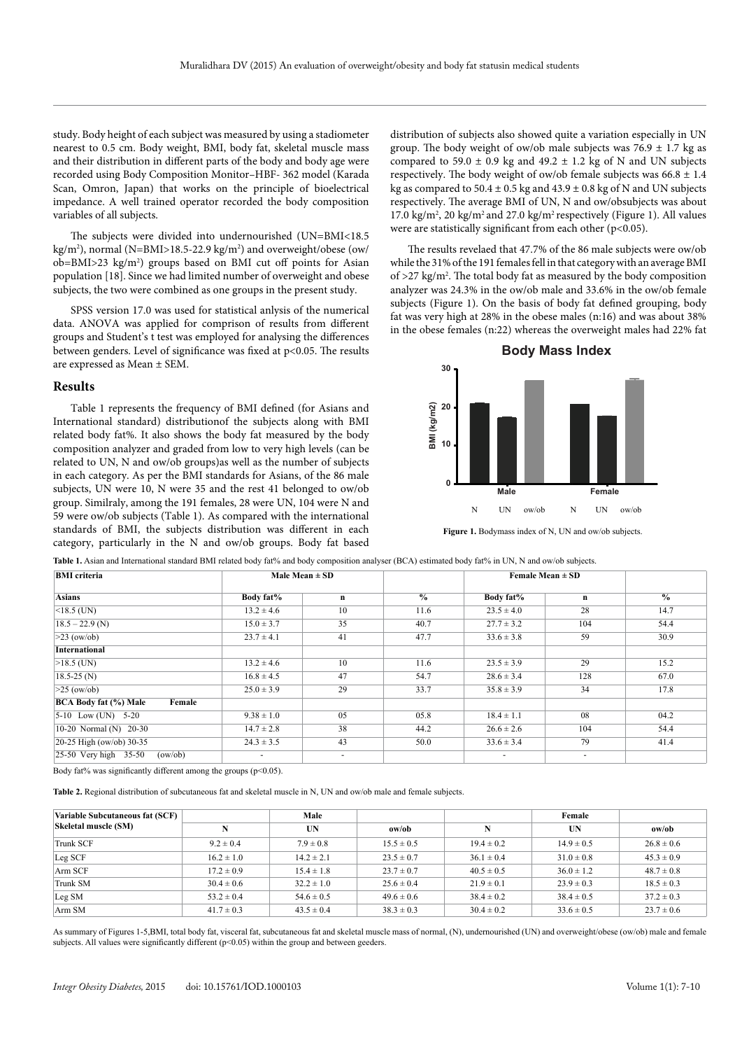study. Body height of each subject was measured by using a stadiometer nearest to 0.5 cm. Body weight, BMI, body fat, skeletal muscle mass and their distribution in different parts of the body and body age were recorded using Body Composition Monitor–HBF- 362 model (Karada Scan, Omron, Japan) that works on the principle of bioelectrical impedance. A well trained operator recorded the body composition variables of all subjects.

The subjects were divided into undernourished (UN=BMI<18.5 kg/m$^2$), normal (N=BMI>18.5-22.9 kg/m$^2$) and overweight/obese (ow/ob=BMI>23 kg/m$^2$) groups based on BMI cut off points for Asian population [18]. Since we had limited number of overweight and obese subjects, the two were combined as one groups in the present study.

SPSS version 17.0 was used for statistical anlysis of the numerical data. ANOVA was applied for comprison of results from different groups and Student's t test was employed for analysing the differences between genders. Level of significance was fixed at $p<0.05$. The results are expressed as Mean ± SEM.

## Results

Table 1 represents the frequency of BMI defined (for Asians and International standard) distributionof the subjects along with BMI related body fat%. It also shows the body fat measured by the body composition analyzer and graded from low to very high levels (can be related to UN, N and ow/ob groups)as well as the number of subjects in each category. As per the BMI standards for Asians, of the 86 male subjects, UN were 10, N were 35 and the rest 41 belonged to ow/ob group. Similraly, among the 191 females, 28 were UN, 104 were N and 59 were ow/ob subjects (Table 1). As compared with the international standards of BMI, the subjects distribution was different in each category, particularly in the N and ow/ob groups. Body fat based distribution of subjects also showed quite a variation especially in UN group. The body weight of ow/ob male subjects was 76.9 ± 1.7 kg as compared to 59.0 ± 0.9 kg and 49.2 ± 1.2 kg of N and UN subjects respectively. The body weight of ow/ob female subjects was 66.8 ± 1.4 kg as compared to 50.4 ± 0.5 kg and 43.9 ± 0.8 kg of N and UN subjects respectively. The average BMI of UN, N and ow/obsubjects was about 17.0 kg/m$^2$, 20 kg/m$^2$ and 27.0 kg/m$^2$ respectively (Figure 1). All values were are statistically significant from each other ($p<0.05$).

The results revelaed that 47.7% of the 86 male subjects were ow/ob while the 31% of the 191 females fell in that category with an average BMI of >27 kg/m$^2$. The total body fat as measured by the body composition analyzer was 24.3% in the ow/ob male and 33.6% in the ow/ob female subjects (Figure 1). On the basis of body fat defined grouping, body fat was very high at 28% in the obese males (n:16) and was about 38% in the obese females (n:22) whereas the overweight males had 22% fat

**Figure 1.** Bodymass index of N, UN and ow/ob subjects.

**Table 1.** Asian and International standard BMI related body fat% and body composition analyser (BCA) estimated body fat% in UN, N and ow/ob subjects.

| BMI criteria | Male Mean ± SD | | | Female Mean ± SD | | |
|---|---|---|---|---|---|---|
| **Asians** | **Body fat%** | **n** | **%** | **Body fat%** | **n** | **%** |
| <18.5 (UN) | 13.2 ± 4.6 | 10 | 11.6 | 23.5 ± 4.0 | 28 | 14.7 |
| 18.5 – 22.9 (N) | 15.0 ± 3.7 | 35 | 40.7 | 27.7 ± 3.2 | 104 | 54.4 |
| >23 (ow/ob) | 23.7 ± 4.1 | 41 | 47.7 | 33.6 ± 3.8 | 59 | 30.9 |
| **International** | | | | | | |
| >18.5 (UN) | 13.2 ± 4.6 | 10 | 11.6 | 23.5 ± 3.9 | 29 | 15.2 |
| 18.5-25 (N) | 16.8 ± 4.5 | 47 | 54.7 | 28.6 ± 3.4 | 128 | 67.0 |
| >25 (ow/ob) | 25.0 ± 3.9 | 29 | 33.7 | 35.8 ± 3.9 | 34 | 17.8 |
| **BCA Body fat (%) Male Female** | | | | | | |
| 5-10 Low (UN) 5-20 | 9.38 ± 1.0 | 05 | 05.8 | 18.4 ± 1.1 | 08 | 04.2 |
| 10-20 Normal (N) 20-30 | 14.7 ± 2.8 | 38 | 44.2 | 26.6 ± 2.6 | 104 | 54.4 |
| 20-25 High (ow/ob) 30-35 | 24.3 ± 3.5 | 43 | 50.0 | 33.6 ± 3.4 | 79 | 41.4 |
| 25-50 Very high 35-50 (ow/ob) | - | - | | - | - | |

Body fat% was significantly different among the groups ($p<0.05$).

**Table 2.** Regional distribution of subcutaneous fat and skeletal muscle in N, UN and ow/ob male and female subjects.

| Variable Subcutaneous fat (SCF) Skeletal muscle (SM) | Male | | | Female | | |
|---|---|---|---|---|---|---|
| | **N** | **UN** | **ow/ob** | **N** | **UN** | **ow/ob** |
| Trunk SCF | 9.2 ± 0.4 | 7.9 ± 0.8 | 15.5 ± 0.5 | 19.4 ± 0.2 | 14.9 ± 0.5 | 26.8 ± 0.6 |
| Leg SCF | 16.2 ± 1.0 | 14.2 ± 2.1 | 23.5 ± 0.7 | 36.1 ± 0.4 | 31.0 ± 0.8 | 45.3 ± 0.9 |
| Arm SCF | 17.2 ± 0.9 | 15.4 ± 1.8 | 23.7 ± 0.7 | 40.5 ± 0.5 | 36.0 ± 1.2 | 48.7 ± 0.8 |
| Trunk SM | 30.4 ± 0.6 | 32.2 ± 1.0 | 25.6 ± 0.4 | 21.9 ± 0.1 | 23.9 ± 0.3 | 18.5 ± 0.3 |
| Leg SM | 53.2 ± 0.4 | 54.6 ± 0.5 | 49.6 ± 0.6 | 38.4 ± 0.2 | 38.4 ± 0.5 | 37.2 ± 0.3 |
| Arm SM | 41.7 ± 0.3 | 43.5 ± 0.4 | 38.3 ± 0.3 | 30.4 ± 0.2 | 33.6 ± 0.5 | 23.7 ± 0.6 |

As summary of Figures 1-5,BMI, total body fat, visceral fat, subcutaneous fat and skeletal muscle mass of normal, (N), undernourished (UN) and overweight/obese (ow/ob) male and female subjects. All values were significantly different ($p<0.05$) within the group and between geeders.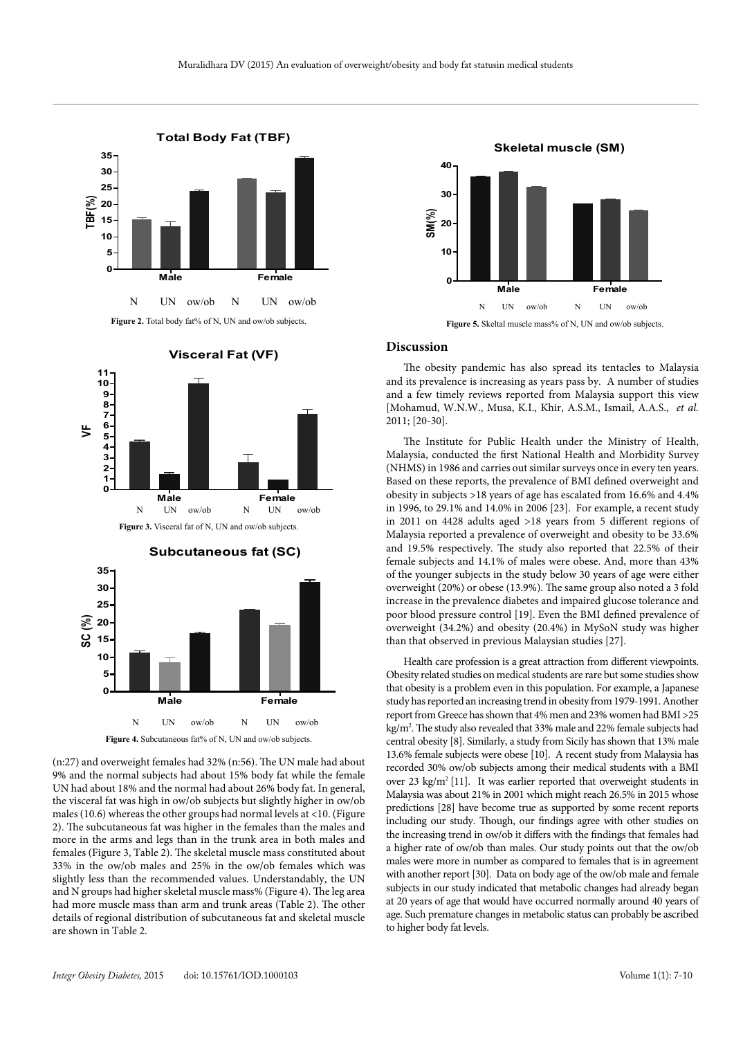Figure 2. Total body fat% of N, UN and ow/ob subjects.

Figure 3. Visceral fat of N, UN and ow/ob subjects.

Figure 4. Subcutaneous fat% of N, UN and ow/ob subjects.

(n:27) and overweight females had 32% (n:56). The UN male had about 9% and the normal subjects had about 15% body fat while the female UN had about 18% and the normal had about 26% body fat. In general, the visceral fat was high in ow/ob subjects but slightly higher in ow/ob males (10.6) whereas the other groups had normal levels at <10. (Figure 2). The subcutaneous fat was higher in the females than the males and more in the arms and legs than in the trunk area in both males and females (Figure 3, Table 2). The skeletal muscle mass constituted about 33% in the ow/ob males and 25% in the ow/ob females which was slightly less than the recommended values. Understandably, the UN and N groups had higher skeletal muscle mass% (Figure 4). The leg area had more muscle mass than arm and trunk areas (Table 2). The other details of regional distribution of subcutaneous fat and skeletal muscle are shown in Table 2.

Figure 5. Skeltal muscle mass% of N, UN and ow/ob subjects.

## Discussion

The obesity pandemic has also spread its tentacles to Malaysia and its prevalence is increasing as years pass by. A number of studies and a few timely reviews reported from Malaysia support this view [Mohamud, W.N.W., Musa, K.I., Khir, A.S.M., Ismail, A.A.S., *et al.* 2011; [20-30].

The Institute for Public Health under the Ministry of Health, Malaysia, conducted the first National Health and Morbidity Survey (NHMS) in 1986 and carries out similar surveys once in every ten years. Based on these reports, the prevalence of BMI defined overweight and obesity in subjects >18 years of age has escalated from 16.6% and 4.4% in 1996, to 29.1% and 14.0% in 2006 [23]. For example, a recent study in 2011 on 4428 adults aged >18 years from 5 different regions of Malaysia reported a prevalence of overweight and obesity to be 33.6% and 19.5% respectively. The study also reported that 22.5% of their female subjects and 14.1% of males were obese. And, more than 43% of the younger subjects in the study below 30 years of age were either overweight (20%) or obese (13.9%). The same group also noted a 3 fold increase in the prevalence diabetes and impaired glucose tolerance and poor blood pressure control [19]. Even the BMI defined prevalence of overweight (34.2%) and obesity (20.4%) in MySoN study was higher than that observed in previous Malaysian studies [27].

Health care profession is a great attraction from different viewpoints. Obesity related studies on medical students are rare but some studies show that obesity is a problem even in this population. For example, a Japanese study has reported an increasing trend in obesity from 1979-1991. Another report from Greece has shown that 4% men and 23% women had BMI >25 kg/m$^2$. The study also revealed that 33% male and 22% female subjects had central obesity [8]. Similarly, a study from Sicily has shown that 13% male 13.6% female subjects were obese [10]. A recent study from Malaysia has recorded 30% ow/ob subjects among their medical students with a BMI over 23 kg/m$^2$ [11]. It was earlier reported that overweight students in Malaysia was about 21% in 2001 which might reach 26.5% in 2015 whose predictions [28] have become true as supported by some recent reports including our study. Though, our findings agree with other studies on the increasing trend in ow/ob it differs with the findings that females had a higher rate of ow/ob than males. Our study points out that the ow/ob males were more in number as compared to females that is in agreement with another report [30]. Data on body age of the ow/ob male and female subjects in our study indicated that metabolic changes had already began at 20 years of age that would have occurred normally around 40 years of age. Such premature changes in metabolic status can probably be ascribed to higher body fat levels.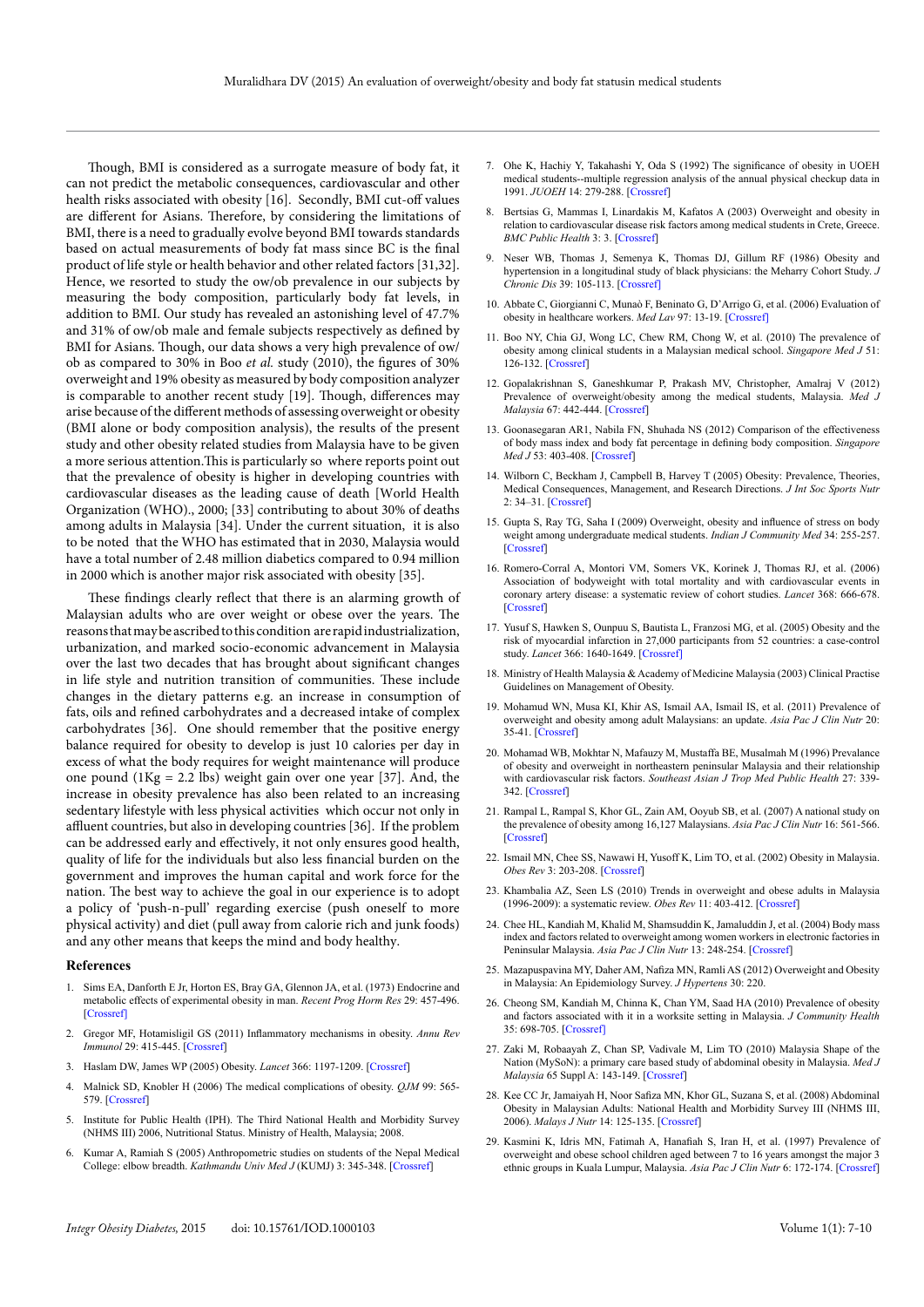Though, BMI is considered as a surrogate measure of body fat, it can not predict the metabolic consequences, cardiovascular and other health risks associated with obesity [16]. Secondly, BMI cut-off values are different for Asians. Therefore, by considering the limitations of BMI, there is a need to gradually evolve beyond BMI towards standards based on actual measurements of body fat mass since BC is the final product of life style or health behavior and other related factors [31,32]. Hence, we resorted to study the ow/ob prevalence in our subjects by measuring the body composition, particularly body fat levels, in addition to BMI. Our study has revealed an astonishing level of 47.7% and 31% of ow/ob male and female subjects respectively as defined by BMI for Asians. Though, our data shows a very high prevalence of ow/ob as compared to 30% in Boo *et al.* study (2010), the figures of 30% overweight and 19% obesity as measured by body composition analyzer is comparable to another recent study [19]. Though, differences may arise because of the different methods of assessing overweight or obesity (BMI alone or body composition analysis), the results of the present study and other obesity related studies from Malaysia have to be given a more serious attention.This is particularly so where reports point out that the prevalence of obesity is higher in developing countries with cardiovascular diseases as the leading cause of death [World Health Organization (WHO)., 2000; [33] contributing to about 30% of deaths among adults in Malaysia [34]. Under the current situation, it is also to be noted that the WHO has estimated that in 2030, Malaysia would have a total number of 2.48 million diabetics compared to 0.94 million in 2000 which is another major risk associated with obesity [35].

These findings clearly reflect that there is an alarming growth of Malaysian adults who are over weight or obese over the years. The reasons that may be ascribed to this condition are rapid industrialization, urbanization, and marked socio-economic advancement in Malaysia over the last two decades that has brought about significant changes in life style and nutrition transition of communities. These include changes in the dietary patterns e.g. an increase in consumption of fats, oils and refined carbohydrates and a decreased intake of complex carbohydrates [36]. One should remember that the positive energy balance required for obesity to develop is just 10 calories per day in excess of what the body requires for weight maintenance will produce one pound (1Kg = 2.2 lbs) weight gain over one year [37]. And, the increase in obesity prevalence has also been related to an increasing sedentary lifestyle with less physical activities which occur not only in affluent countries, but also in developing countries [36]. If the problem can be addressed early and effectively, it not only ensures good health, quality of life for the individuals but also less financial burden on the government and improves the human capital and work force for the nation. The best way to achieve the goal in our experience is to adopt a policy of 'push-n-pull' regarding exercise (push oneself to more physical activity) and diet (pull away from calorie rich and junk foods) and any other means that keeps the mind and body healthy.

## References

1. Sims EA, Danforth E Jr, Horton ES, Bray GA, Glennon JA, et al. (1973) Endocrine and metabolic effects of experimental obesity in man. *Recent Prog Horm Res* 29: 457-496. [Crossref]
2. Gregor MF, Hotamisligil GS (2011) Inflammatory mechanisms in obesity. *Annu Rev Immunol* 29: 415-445. [Crossref]
3. Haslam DW, James WP (2005) Obesity. *Lancet* 366: 1197-1209. [Crossref]
4. Malnick SD, Knobler H (2006) The medical complications of obesity. *QJM* 99: 565-579. [Crossref]
5. Institute for Public Health (IPH). The Third National Health and Morbidity Survey (NHMS III) 2006, Nutritional Status. Ministry of Health, Malaysia; 2008.
6. Kumar A, Ramiah S (2005) Anthropometric studies on students of the Nepal Medical College: elbow breadth. *Kathmandu Univ Med J* (KUMJ) 3: 345-348. [Crossref]
7. Ohe K, Hachiy Y, Takahashi Y, Oda S (1992) The significance of obesity in UOEH medical students--multiple regression analysis of the annual physical checkup data in 1991. *JUOEH* 14: 279-288. [Crossref]
8. Bertsias G, Mammas I, Linardakis M, Kafatos A (2003) Overweight and obesity in relation to cardiovascular disease risk factors among medical students in Crete, Greece. *BMC Public Health* 3: 3. [Crossref]
9. Neser WB, Thomas J, Semenya K, Thomas DJ, Gillum RF (1986) Obesity and hypertension in a longitudinal study of black physicians: the Meharry Cohort Study. *J Chronic Dis* 39: 105-113. [Crossref]
10. Abbate C, Giorgianni C, Munaò F, Beninato G, D'Arrigo G, et al. (2006) Evaluation of obesity in healthcare workers. *Med Lav* 97: 13-19. [Crossref]
11. Boo NY, Chia GJ, Wong LC, Chew RM, Chong W, et al. (2010) The prevalence of obesity among clinical students in a Malaysian medical school. *Singapore Med J* 51: 126-132. [Crossref]
12. Gopalakrishnan S, Ganeshkumar P, Prakash MV, Christopher, Amalraj V (2012) Prevalence of overweight/obesity among the medical students, Malaysia. *Med J Malaysia* 67: 442-444. [Crossref]
13. Goonasegaran AR1, Nabila FN, Shuhada NS (2012) Comparison of the effectiveness of body mass index and body fat percentage in defining body composition. *Singapore Med J* 53: 403-408. [Crossref]
14. Wilborn C, Beckham J, Campbell B, Harvey T (2005) Obesity: Prevalence, Theories, Medical Consequences, Management, and Research Directions. *J Int Soc Sports Nutr* 2: 34–31. [Crossref]
15. Gupta S, Ray TG, Saha I (2009) Overweight, obesity and influence of stress on body weight among undergraduate medical students. *Indian J Community Med* 34: 255-257. [Crossref]
16. Romero-Corral A, Montori VM, Somers VK, Korinek J, Thomas RJ, et al. (2006) Association of bodyweight with total mortality and with cardiovascular events in coronary artery disease: a systematic review of cohort studies. *Lancet* 368: 666-678. [Crossref]
17. Yusuf S, Hawken S, Ounpuu S, Bautista L, Franzosi MG, et al. (2005) Obesity and the risk of myocardial infarction in 27,000 participants from 52 countries: a case-control study. *Lancet* 366: 1640-1649. [Crossref]
18. Ministry of Health Malaysia & Academy of Medicine Malaysia (2003) Clinical Practise Guidelines on Management of Obesity.
19. Mohamud WN, Musa KI, Khir AS, Ismail AA, Ismail IS, et al. (2011) Prevalence of overweight and obesity among adult Malaysians: an update. *Asia Pac J Clin Nutr* 20: 35-41. [Crossref]
20. Mohamad WB, Mokhtar N, Mafauzy M, Mustaffa BE, Musalmah M (1996) Prevalance of obesity and overweight in northeastern peninsular Malaysia and their relationship with cardiovascular risk factors. *Southeast Asian J Trop Med Public Health* 27: 339-342. [Crossref]
21. Rampal L, Rampal S, Khor GL, Zain AM, Ooyub SB, et al. (2007) A national study on the prevalence of obesity among 16,127 Malaysians. *Asia Pac J Clin Nutr* 16: 561-566. [Crossref]
22. Ismail MN, Chee SS, Nawawi H, Yusoff K, Lim TO, et al. (2002) Obesity in Malaysia. *Obes Rev* 3: 203-208. [Crossref]
23. Khambalia AZ, Seen LS (2010) Trends in overweight and obese adults in Malaysia (1996-2009): a systematic review. *Obes Rev* 11: 403-412. [Crossref]
24. Chee HL, Kandiah M, Khalid M, Shamsuddin K, Jamaluddin J, et al. (2004) Body mass index and factors related to overweight among women workers in electronic factories in Peninsular Malaysia. *Asia Pac J Clin Nutr* 13: 248-254. [Crossref]
25. Mazapuspavina MY, Daher AM, Nafiza MN, Ramli AS (2012) Overweight and Obesity in Malaysia: An Epidemiology Survey. *J Hypertens* 30: 220.
26. Cheong SM, Kandiah M, Chinna K, Chan YM, Saad HA (2010) Prevalence of obesity and factors associated with it in a worksite setting in Malaysia. *J Community Health* 35: 698-705. [Crossref]
27. Zaki M, Robaayah Z, Chan SP, Vadivale M, Lim TO (2010) Malaysia Shape of the Nation (MySoN): a primary care based study of abdominal obesity in Malaysia. *Med J Malaysia* 65 Suppl A: 143-149. [Crossref]
28. Kee CC Jr, Jamaiyah H, Noor Safiza MN, Khor GL, Suzana S, et al. (2008) Abdominal Obesity in Malaysian Adults: National Health and Morbidity Survey III (NHMS III, 2006). *Malays J Nutr* 14: 125-135. [Crossref]
29. Kasmini K, Idris MN, Fatimah A, Hanafiah S, Iran H, et al. (1997) Prevalence of overweight and obese school children aged between 7 to 16 years amongst the major 3 ethnic groups in Kuala Lumpur, Malaysia. *Asia Pac J Clin Nutr* 6: 172-174. [Crossref]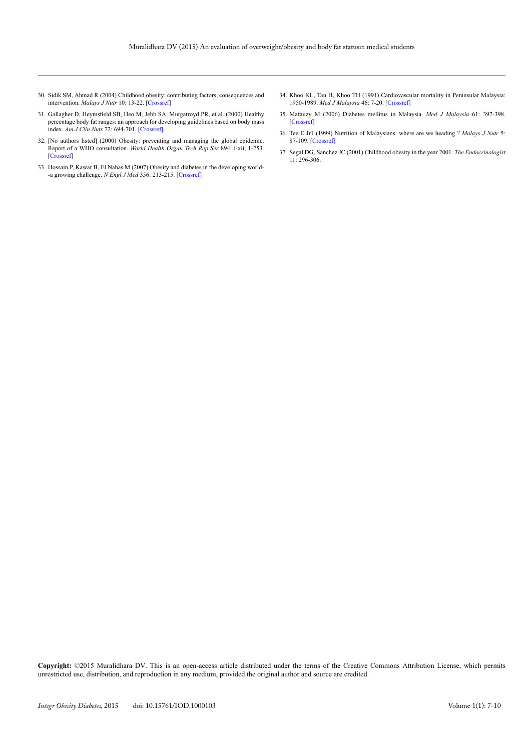30. Sidik SM, Ahmad R (2004) Childhood obesity: contributing factors, consequences and intervention. *Malays J Nutr* 10: 13-22. [Crossref]

31. Gallagher D, Heymsfield SB, Heo M, Jebb SA, Murgatroyd PR, et al. (2000) Healthy percentage body fat ranges: an approach for developing guidelines based on body mass index. *Am J Clin Nutr* 72: 694-701. [Crossref]

32. [No authors listed] (2000) Obesity: preventing and managing the global epidemic. Report of a WHO consultation. *World Health Organ Tech Rep Ser* 894: i-xii, 1-253. [Crossref]

33. Hossain P, Kawar B, El Nahas M (2007) Obesity and diabetes in the developing world--a growing challenge. *N Engl J Med* 356: 213-215. [Crossref]

34. Khoo KL, Tan H, Khoo TH (1991) Cardiovascular mortality in Peninsular Malaysia: 1950-1989. *Med J Malaysia* 46: 7-20. [Crossref]

35. Mafauzy M (2006) Diabetes mellitus in Malaysia. *Med J Malaysia* 61: 397-398. [Crossref]

36. Tee E Jr1 (1999) Nutrition of Malaysians: where are we heading ? *Malays J Nutr* 5: 87-109. [Crossref]

37. Segal DG, Sanchez JC (2001) Childhood obesity in the year 2001. *The Endocrinologist* 11: 296-306.

**Copyright:** ©2015 Muralidhara DV. This is an open-access article distributed under the terms of the Creative Commons Attribution License, which permits unrestricted use, distribution, and reproduction in any medium, provided the original author and source are credited.